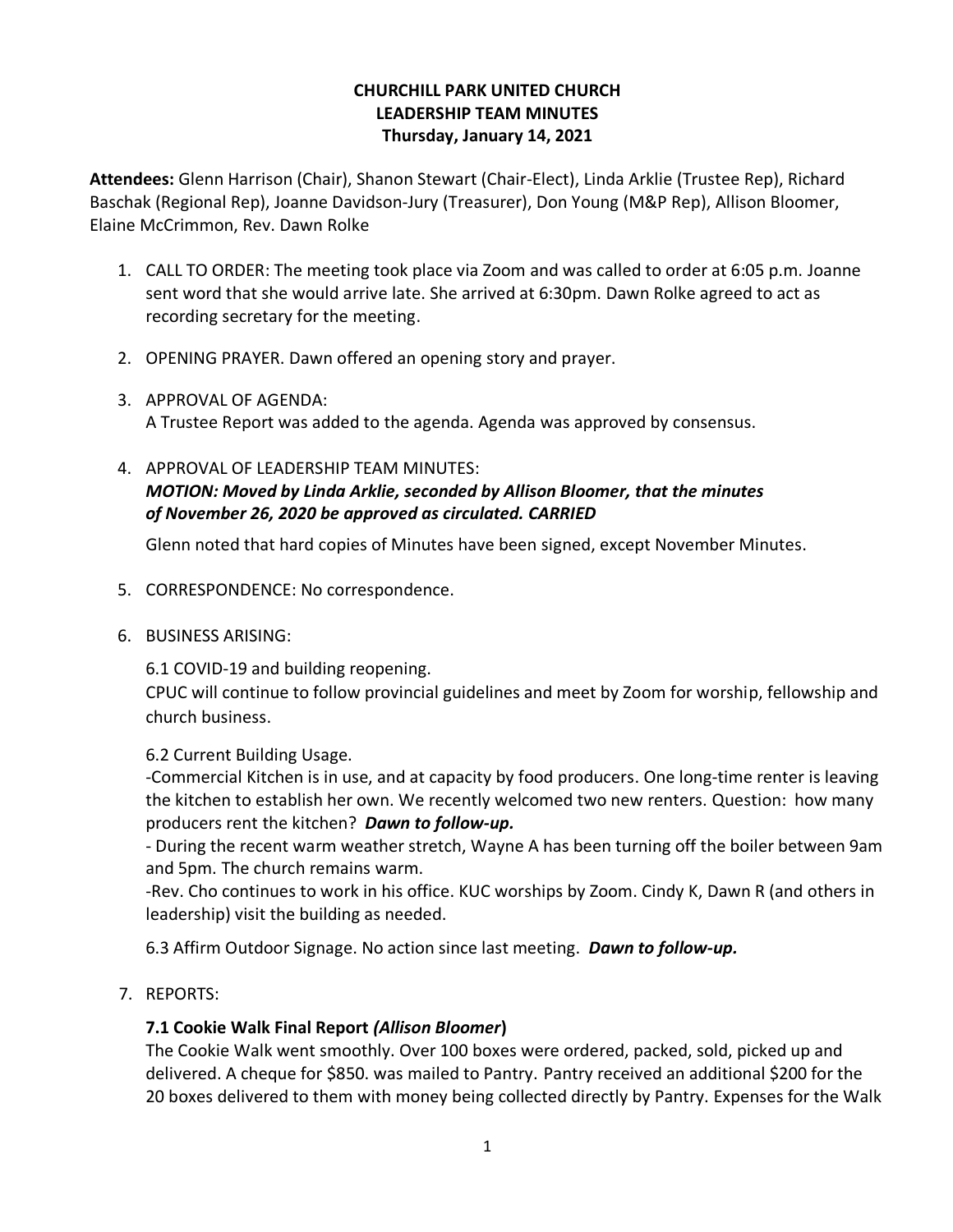**CHURCHILL PARK UNITED CHURCH**
**LEADERSHIP TEAM MINUTES**
**Thursday, January 14, 2021**

**Attendees:** Glenn Harrison (Chair), Shanon Stewart (Chair-Elect), Linda Arklie (Trustee Rep), Richard Baschak (Regional Rep), Joanne Davidson-Jury (Treasurer), Don Young (M&P Rep), Allison Bloomer, Elaine McCrimmon, Rev. Dawn Rolke

1. CALL TO ORDER: The meeting took place via Zoom and was called to order at 6:05 p.m. Joanne sent word that she would arrive late. She arrived at 6:30pm. Dawn Rolke agreed to act as recording secretary for the meeting.

2. OPENING PRAYER. Dawn offered an opening story and prayer.

3. APPROVAL OF AGENDA:
   A Trustee Report was added to the agenda. Agenda was approved by consensus.

4. APPROVAL OF LEADERSHIP TEAM MINUTES:
   ***MOTION: Moved by Linda Arklie, seconded by Allison Bloomer, that the minutes of November 26, 2020 be approved as circulated. CARRIED***

   Glenn noted that hard copies of Minutes have been signed, except November Minutes.

5. CORRESPONDENCE: No correspondence.

6. BUSINESS ARISING:

   6.1 COVID-19 and building reopening.
   CPUC will continue to follow provincial guidelines and meet by Zoom for worship, fellowship and church business.

   6.2 Current Building Usage.
   -Commercial Kitchen is in use, and at capacity by food producers. One long-time renter is leaving the kitchen to establish her own. We recently welcomed two new renters. Question: how many producers rent the kitchen? ***Dawn to follow-up.***
   - During the recent warm weather stretch, Wayne A has been turning off the boiler between 9am and 5pm. The church remains warm.
   -Rev. Cho continues to work in his office. KUC worships by Zoom. Cindy K, Dawn R (and others in leadership) visit the building as needed.

   6.3 Affirm Outdoor Signage. No action since last meeting. ***Dawn to follow-up.***

7. REPORTS:

   **7.1 Cookie Walk Final Report *(Allison Bloomer*)**
   The Cookie Walk went smoothly. Over 100 boxes were ordered, packed, sold, picked up and delivered. A cheque for $850. was mailed to Pantry. Pantry received an additional $200 for the 20 boxes delivered to them with money being collected directly by Pantry. Expenses for the Walk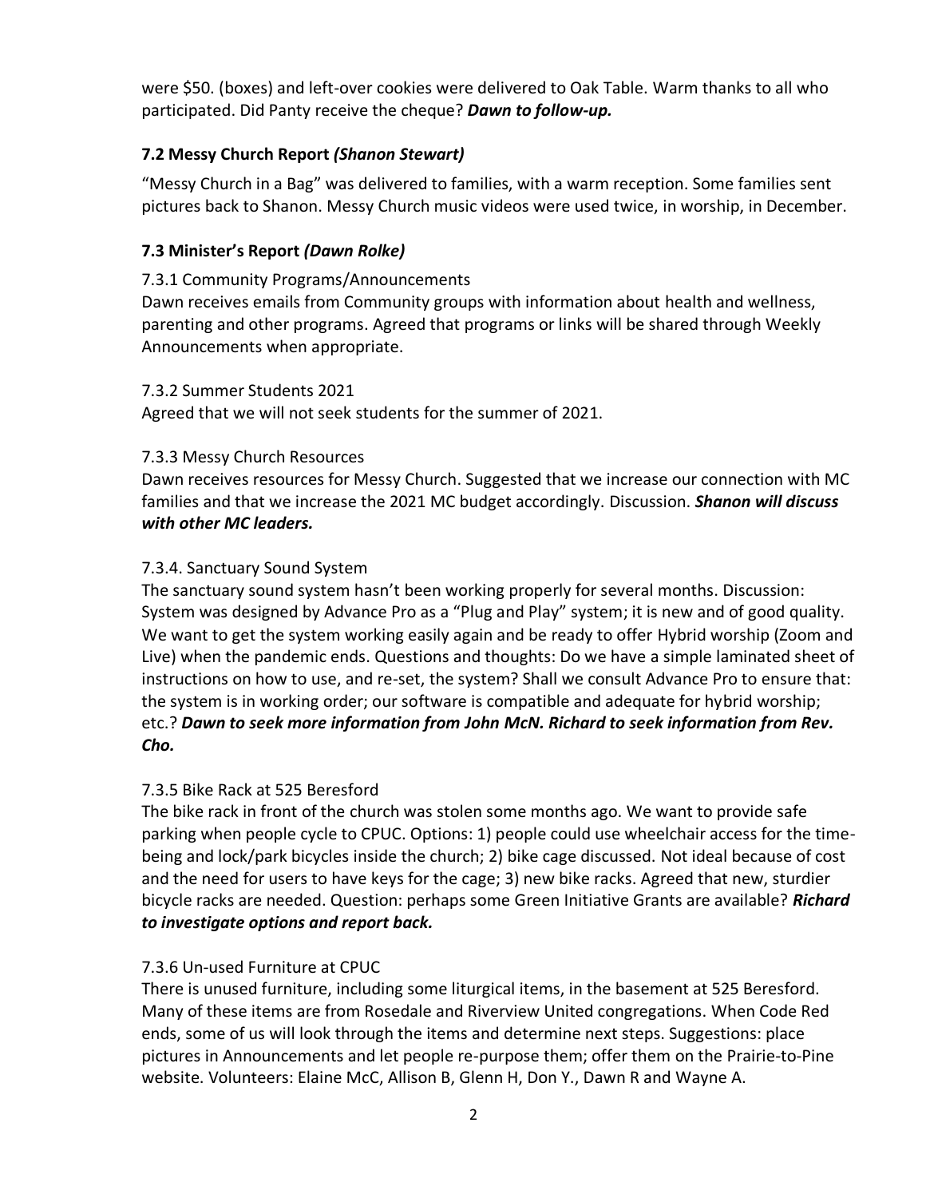were $50. (boxes) and left-over cookies were delivered to Oak Table. Warm thanks to all who participated. Did Panty receive the cheque? ***Dawn to follow-up.***

### 7.2 Messy Church Report *(Shanon Stewart)*

"Messy Church in a Bag" was delivered to families, with a warm reception. Some families sent pictures back to Shanon. Messy Church music videos were used twice, in worship, in December.

### 7.3 Minister's Report *(Dawn Rolke)*

7.3.1 Community Programs/Announcements
Dawn receives emails from Community groups with information about health and wellness, parenting and other programs. Agreed that programs or links will be shared through Weekly Announcements when appropriate.

7.3.2 Summer Students 2021
Agreed that we will not seek students for the summer of 2021.

7.3.3 Messy Church Resources
Dawn receives resources for Messy Church. Suggested that we increase our connection with MC families and that we increase the 2021 MC budget accordingly. Discussion. ***Shanon will discuss with other MC leaders.***

7.3.4. Sanctuary Sound System
The sanctuary sound system hasn't been working properly for several months. Discussion: System was designed by Advance Pro as a "Plug and Play" system; it is new and of good quality. We want to get the system working easily again and be ready to offer Hybrid worship (Zoom and Live) when the pandemic ends. Questions and thoughts: Do we have a simple laminated sheet of instructions on how to use, and re-set, the system? Shall we consult Advance Pro to ensure that: the system is in working order; our software is compatible and adequate for hybrid worship; etc.? ***Dawn to seek more information from John McN. Richard to seek information from Rev. Cho.***

7.3.5 Bike Rack at 525 Beresford
The bike rack in front of the church was stolen some months ago. We want to provide safe parking when people cycle to CPUC. Options: 1) people could use wheelchair access for the time-being and lock/park bicycles inside the church; 2) bike cage discussed. Not ideal because of cost and the need for users to have keys for the cage; 3) new bike racks. Agreed that new, sturdier bicycle racks are needed. Question: perhaps some Green Initiative Grants are available? ***Richard to investigate options and report back.***

7.3.6 Un-used Furniture at CPUC
There is unused furniture, including some liturgical items, in the basement at 525 Beresford. Many of these items are from Rosedale and Riverview United congregations. When Code Red ends, some of us will look through the items and determine next steps. Suggestions: place pictures in Announcements and let people re-purpose them; offer them on the Prairie-to-Pine website. Volunteers: Elaine McC, Allison B, Glenn H, Don Y., Dawn R and Wayne A.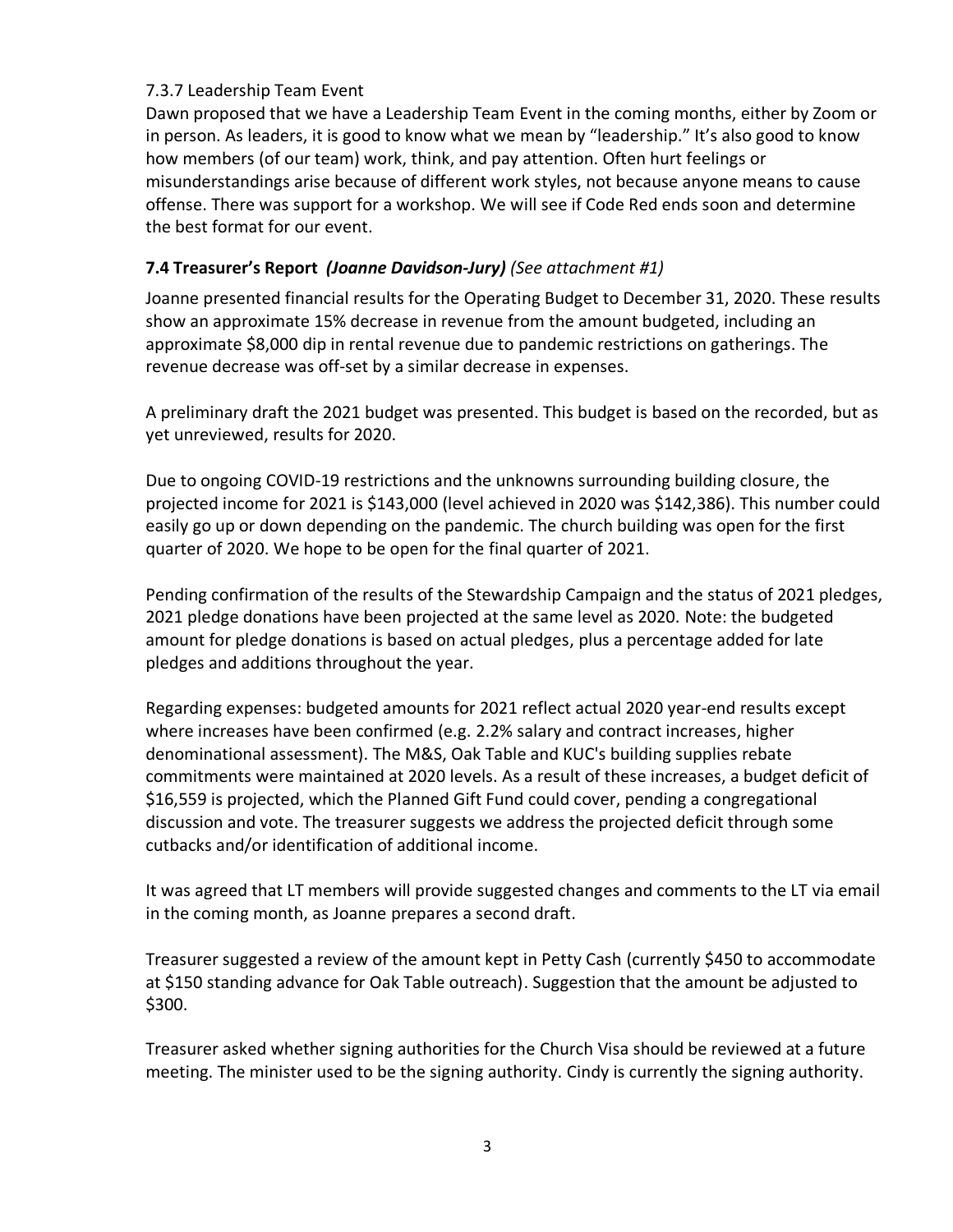7.3.7 Leadership Team Event

Dawn proposed that we have a Leadership Team Event in the coming months, either by Zoom or in person. As leaders, it is good to know what we mean by "leadership." It's also good to know how members (of our team) work, think, and pay attention. Often hurt feelings or misunderstandings arise because of different work styles, not because anyone means to cause offense. There was support for a workshop. We will see if Code Red ends soon and determine the best format for our event.

### 7.4 Treasurer's Report *(Joanne Davidson-Jury) (See attachment #1)*

Joanne presented financial results for the Operating Budget to December 31, 2020. These results show an approximate 15% decrease in revenue from the amount budgeted, including an approximate $8,000 dip in rental revenue due to pandemic restrictions on gatherings. The revenue decrease was off-set by a similar decrease in expenses.

A preliminary draft the 2021 budget was presented. This budget is based on the recorded, but as yet unreviewed, results for 2020.

Due to ongoing COVID-19 restrictions and the unknowns surrounding building closure, the projected income for 2021 is $143,000 (level achieved in 2020 was $142,386). This number could easily go up or down depending on the pandemic. The church building was open for the first quarter of 2020. We hope to be open for the final quarter of 2021.

Pending confirmation of the results of the Stewardship Campaign and the status of 2021 pledges, 2021 pledge donations have been projected at the same level as 2020. Note: the budgeted amount for pledge donations is based on actual pledges, plus a percentage added for late pledges and additions throughout the year.

Regarding expenses: budgeted amounts for 2021 reflect actual 2020 year-end results except where increases have been confirmed (e.g. 2.2% salary and contract increases, higher denominational assessment). The M&S, Oak Table and KUC's building supplies rebate commitments were maintained at 2020 levels. As a result of these increases, a budget deficit of $16,559 is projected, which the Planned Gift Fund could cover, pending a congregational discussion and vote. The treasurer suggests we address the projected deficit through some cutbacks and/or identification of additional income.

It was agreed that LT members will provide suggested changes and comments to the LT via email in the coming month, as Joanne prepares a second draft.

Treasurer suggested a review of the amount kept in Petty Cash (currently $450 to accommodate at $150 standing advance for Oak Table outreach). Suggestion that the amount be adjusted to $300.

Treasurer asked whether signing authorities for the Church Visa should be reviewed at a future meeting. The minister used to be the signing authority. Cindy is currently the signing authority.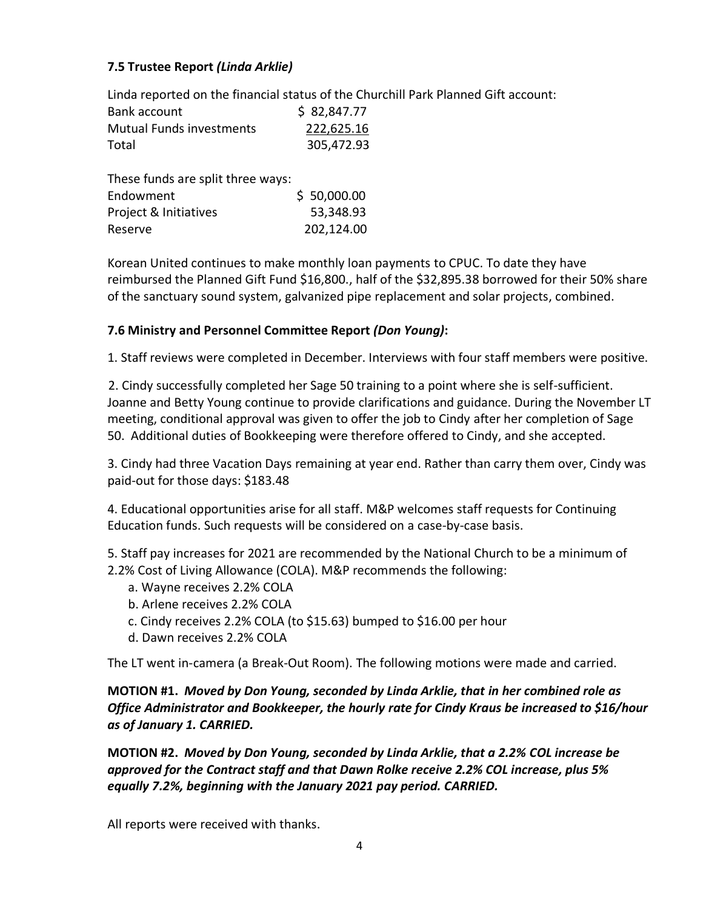### 7.5 Trustee Report *(Linda Arklie)*

Linda reported on the financial status of the Churchill Park Planned Gift account:

| | |
|---|---|
| Bank account | $ 82,847.77 |
| Mutual Funds investments | 222,625.16 |
| Total | 305,472.93 |

These funds are split three ways:

| | |
|---|---|
| Endowment | $ 50,000.00 |
| Project & Initiatives | 53,348.93 |
| Reserve | 202,124.00 |

Korean United continues to make monthly loan payments to CPUC. To date they have reimbursed the Planned Gift Fund $16,800., half of the $32,895.38 borrowed for their 50% share of the sanctuary sound system, galvanized pipe replacement and solar projects, combined.

### 7.6 Ministry and Personnel Committee Report *(Don Young)*:

1. Staff reviews were completed in December. Interviews with four staff members were positive.

2. Cindy successfully completed her Sage 50 training to a point where she is self-sufficient. Joanne and Betty Young continue to provide clarifications and guidance. During the November LT meeting, conditional approval was given to offer the job to Cindy after her completion of Sage 50. Additional duties of Bookkeeping were therefore offered to Cindy, and she accepted.

3. Cindy had three Vacation Days remaining at year end. Rather than carry them over, Cindy was paid-out for those days: $183.48

4. Educational opportunities arise for all staff. M&P welcomes staff requests for Continuing Education funds. Such requests will be considered on a case-by-case basis.

5. Staff pay increases for 2021 are recommended by the National Church to be a minimum of 2.2% Cost of Living Allowance (COLA). M&P recommends the following:
   a. Wayne receives 2.2% COLA
   b. Arlene receives 2.2% COLA
   c. Cindy receives 2.2% COLA (to $15.63) bumped to $16.00 per hour
   d. Dawn receives 2.2% COLA

The LT went in-camera (a Break-Out Room). The following motions were made and carried.

**MOTION #1.** ***Moved by Don Young, seconded by Linda Arklie, that in her combined role as Office Administrator and Bookkeeper, the hourly rate for Cindy Kraus be increased to $16/hour as of January 1. CARRIED.***

**MOTION #2.** ***Moved by Don Young, seconded by Linda Arklie, that a 2.2% COL increase be approved for the Contract staff and that Dawn Rolke receive 2.2% COL increase, plus 5% equally 7.2%, beginning with the January 2021 pay period. CARRIED.***

All reports were received with thanks.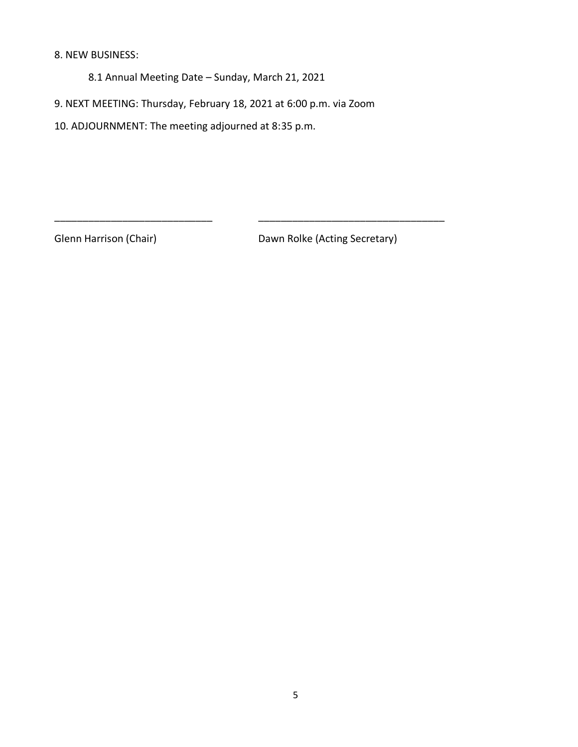8. NEW BUSINESS:

8.1 Annual Meeting Date – Sunday, March 21, 2021

9. NEXT MEETING: Thursday, February 18, 2021 at 6:00 p.m. via Zoom

10. ADJOURNMENT: The meeting adjourned at 8:35 p.m.

| ____________________________ | __________________________________ |
| --- | --- |
| Glenn Harrison (Chair) | Dawn Rolke (Acting Secretary) |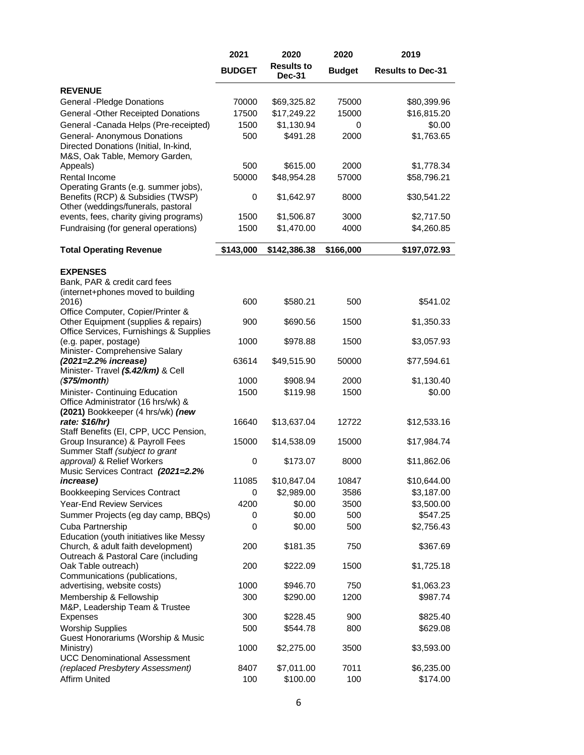| | 2021 BUDGET | 2020 Results to Dec-31 | 2020 Budget | 2019 Results to Dec-31 |
|---|---|---|---|---|
| **REVENUE** | | | | |
| General -Pledge Donations | 70000 | $69,325.82 | 75000 | $80,399.96 |
| General -Other Receipted Donations | 17500 | $17,249.22 | 15000 | $16,815.20 |
| General -Canada Helps (Pre-receipted) | 1500 | $1,130.94 | 0 | $0.00 |
| General- Anonymous Donations | 500 | $491.28 | 2000 | $1,763.65 |
| Directed Donations (Initial, In-kind, M&S, Oak Table, Memory Garden, Appeals) | 500 | $615.00 | 2000 | $1,778.34 |
| Rental Income | 50000 | $48,954.28 | 57000 | $58,796.21 |
| Operating Grants (e.g. summer jobs), Benefits (RCP) & Subsidies (TWSP) | 0 | $1,642.97 | 8000 | $30,541.22 |
| Other (weddings/funerals, pastoral events, fees, charity giving programs) | 1500 | $1,506.87 | 3000 | $2,717.50 |
| Fundraising (for general operations) | 1500 | $1,470.00 | 4000 | $4,260.85 |
| **Total Operating Revenue** | **$143,000** | **$142,386.38** | **$166,000** | **$197,072.93** |
| **EXPENSES** | | | | |
| Bank, PAR & credit card fees (internet+phones moved to building 2016) | 600 | $580.21 | 500 | $541.02 |
| Office Computer, Copier/Printer & Other Equipment (supplies & repairs) | 900 | $690.56 | 1500 | $1,350.33 |
| Office Services, Furnishings & Supplies (e.g. paper, postage) | 1000 | $978.88 | 1500 | $3,057.93 |
| Minister- Comprehensive Salary ***(2021=2.2% increase)*** | 63614 | $49,515.90 | 50000 | $77,594.61 |
| Minister- Travel ***($.42/km)*** & Cell ***($75/month)*** | 1000 | $908.94 | 2000 | $1,130.40 |
| Minister- Continuing Education | 1500 | $119.98 | 1500 | $0.00 |
| Office Administrator (16 hrs/wk) & **(2021)** Bookkeeper (4 hrs/wk) ***(new rate: $16/hr)*** | 16640 | $13,637.04 | 12722 | $12,533.16 |
| Staff Benefits (EI, CPP, UCC Pension, Group Insurance) & Payroll Fees | 15000 | $14,538.09 | 15000 | $17,984.74 |
| Summer Staff *(subject to grant approval)* & Relief Workers | 0 | $173.07 | 8000 | $11,862.06 |
| Music Services Contract ***(2021=2.2% increase)*** | 11085 | $10,847.04 | 10847 | $10,644.00 |
| Bookkeeping Services Contract | 0 | $2,989.00 | 3586 | $3,187.00 |
| Year-End Review Services | 4200 | $0.00 | 3500 | $3,500.00 |
| Summer Projects (eg day camp, BBQs) | 0 | $0.00 | 500 | $547.25 |
| Cuba Partnership | 0 | $0.00 | 500 | $2,756.43 |
| Education (youth initiatives like Messy Church, & adult faith development) | 200 | $181.35 | 750 | $367.69 |
| Outreach & Pastoral Care (including Oak Table outreach) | 200 | $222.09 | 1500 | $1,725.18 |
| Communications (publications, advertising, website costs) | 1000 | $946.70 | 750 | $1,063.23 |
| Membership & Fellowship | 300 | $290.00 | 1200 | $987.74 |
| M&P, Leadership Team & Trustee Expenses | 300 | $228.45 | 900 | $825.40 |
| Worship Supplies | 500 | $544.78 | 800 | $629.08 |
| Guest Honorariums (Worship & Music Ministry) | 1000 | $2,275.00 | 3500 | $3,593.00 |
| UCC Denominational Assessment *(replaced Presbytery Assessment)* | 8407 | $7,011.00 | 7011 | $6,235.00 |
| Affirm United | 100 | $100.00 | 100 | $174.00 |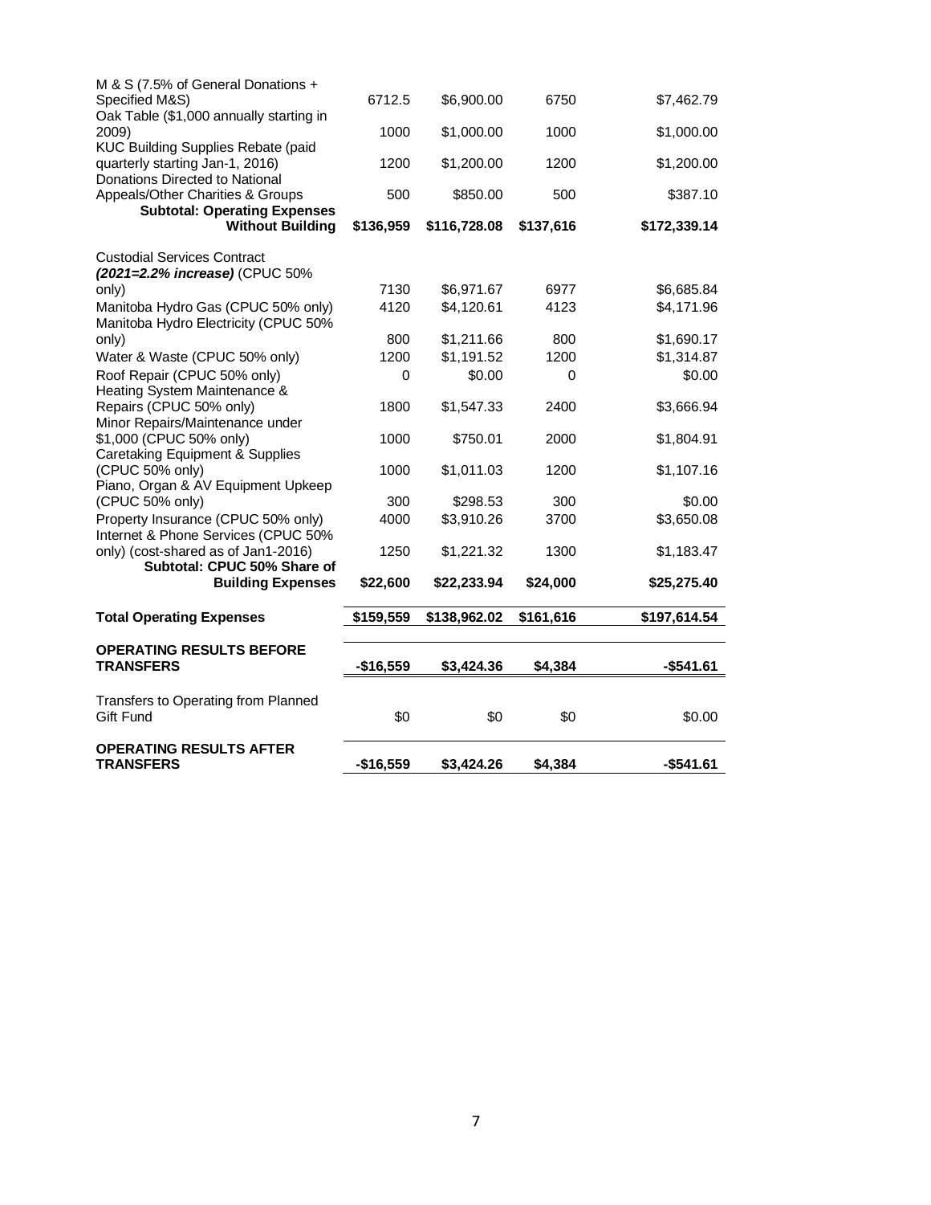| | | | | |
|---|---|---|---|---|
| M & S (7.5% of General Donations + Specified M&S) | 6712.5 | $6,900.00 | 6750 | $7,462.79 |
| Oak Table ($1,000 annually starting in 2009) | 1000 | $1,000.00 | 1000 | $1,000.00 |
| KUC Building Supplies Rebate (paid quarterly starting Jan-1, 2016) | 1200 | $1,200.00 | 1200 | $1,200.00 |
| Donations Directed to National Appeals/Other Charities & Groups | 500 | $850.00 | 500 | $387.10 |
| **Subtotal: Operating Expenses Without Building** | **$136,959** | **$116,728.08** | **$137,616** | **$172,339.14** |
| Custodial Services Contract ***(2021=2.2% increase)*** (CPUC 50% only) | 7130 | $6,971.67 | 6977 | $6,685.84 |
| Manitoba Hydro Gas (CPUC 50% only) | 4120 | $4,120.61 | 4123 | $4,171.96 |
| Manitoba Hydro Electricity (CPUC 50% only) | 800 | $1,211.66 | 800 | $1,690.17 |
| Water & Waste (CPUC 50% only) | 1200 | $1,191.52 | 1200 | $1,314.87 |
| Roof Repair (CPUC 50% only) | 0 | $0.00 | 0 | $0.00 |
| Heating System Maintenance & Repairs (CPUC 50% only) | 1800 | $1,547.33 | 2400 | $3,666.94 |
| Minor Repairs/Maintenance under $1,000 (CPUC 50% only) | 1000 | $750.01 | 2000 | $1,804.91 |
| Caretaking Equipment & Supplies (CPUC 50% only) | 1000 | $1,011.03 | 1200 | $1,107.16 |
| Piano, Organ & AV Equipment Upkeep (CPUC 50% only) | 300 | $298.53 | 300 | $0.00 |
| Property Insurance (CPUC 50% only) | 4000 | $3,910.26 | 3700 | $3,650.08 |
| Internet & Phone Services (CPUC 50% only) (cost-shared as of Jan1-2016) | 1250 | $1,221.32 | 1300 | $1,183.47 |
| **Subtotal: CPUC 50% Share of Building Expenses** | **$22,600** | **$22,233.94** | **$24,000** | **$25,275.40** |
| **Total Operating Expenses** | **$159,559** | **$138,962.02** | **$161,616** | **$197,614.54** |
| **OPERATING RESULTS BEFORE TRANSFERS** | **-$16,559** | **$3,424.36** | **$4,384** | **-$541.61** |
| Transfers to Operating from Planned Gift Fund | $0 | $0 | $0 | $0.00 |
| **OPERATING RESULTS AFTER TRANSFERS** | **-$16,559** | **$3,424.26** | **$4,384** | **-$541.61** |